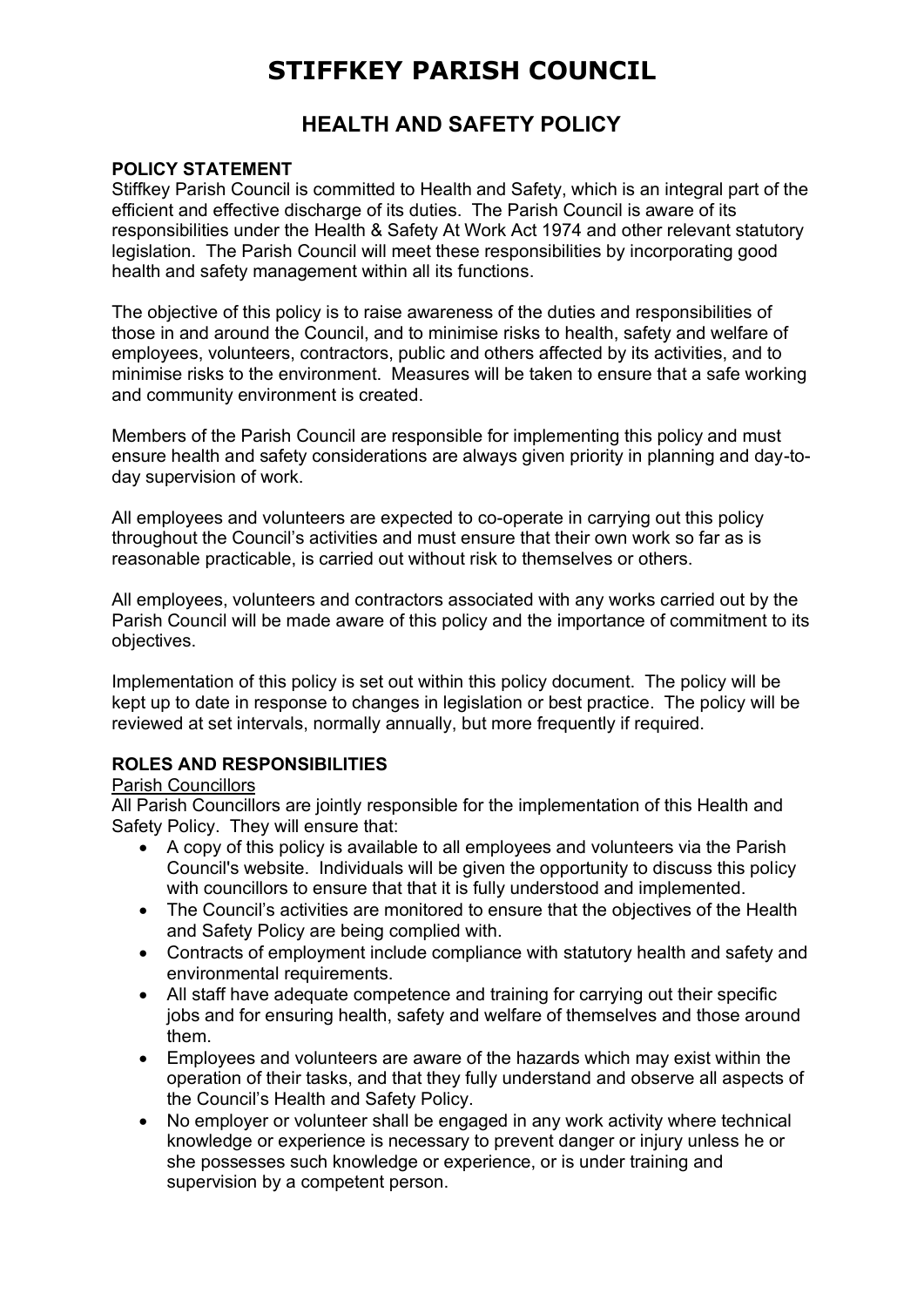# STIFFKEY PARISH COUNCIL

## HEALTH AND SAFETY POLICY

**POLICY STATEMENT**

Stiffkey Parish Council is committed to Health and Safety, which is an integral part of the efficient and effective discharge of its duties. The Parish Council is aware of its responsibilities under the Health & Safety At Work Act 1974 and other relevant statutory legislation. The Parish Council will meet these responsibilities by incorporating good health and safety management within all its functions.

The objective of this policy is to raise awareness of the duties and responsibilities of those in and around the Council, and to minimise risks to health, safety and welfare of employees, volunteers, contractors, public and others affected by its activities, and to minimise risks to the environment. Measures will be taken to ensure that a safe working and community environment is created.

Members of the Parish Council are responsible for implementing this policy and must ensure health and safety considerations are always given priority in planning and day-to-day supervision of work.

All employees and volunteers are expected to co-operate in carrying out this policy throughout the Council's activities and must ensure that their own work so far as is reasonable practicable, is carried out without risk to themselves or others.

All employees, volunteers and contractors associated with any works carried out by the Parish Council will be made aware of this policy and the importance of commitment to its objectives.

Implementation of this policy is set out within this policy document. The policy will be kept up to date in response to changes in legislation or best practice. The policy will be reviewed at set intervals, normally annually, but more frequently if required.

**ROLES AND RESPONSIBILITIES**

Parish Councillors

All Parish Councillors are jointly responsible for the implementation of this Health and Safety Policy. They will ensure that:

- A copy of this policy is available to all employees and volunteers via the Parish Council's website. Individuals will be given the opportunity to discuss this policy with councillors to ensure that that it is fully understood and implemented.
- The Council's activities are monitored to ensure that the objectives of the Health and Safety Policy are being complied with.
- Contracts of employment include compliance with statutory health and safety and environmental requirements.
- All staff have adequate competence and training for carrying out their specific jobs and for ensuring health, safety and welfare of themselves and those around them.
- Employees and volunteers are aware of the hazards which may exist within the operation of their tasks, and that they fully understand and observe all aspects of the Council's Health and Safety Policy.
- No employer or volunteer shall be engaged in any work activity where technical knowledge or experience is necessary to prevent danger or injury unless he or she possesses such knowledge or experience, or is under training and supervision by a competent person.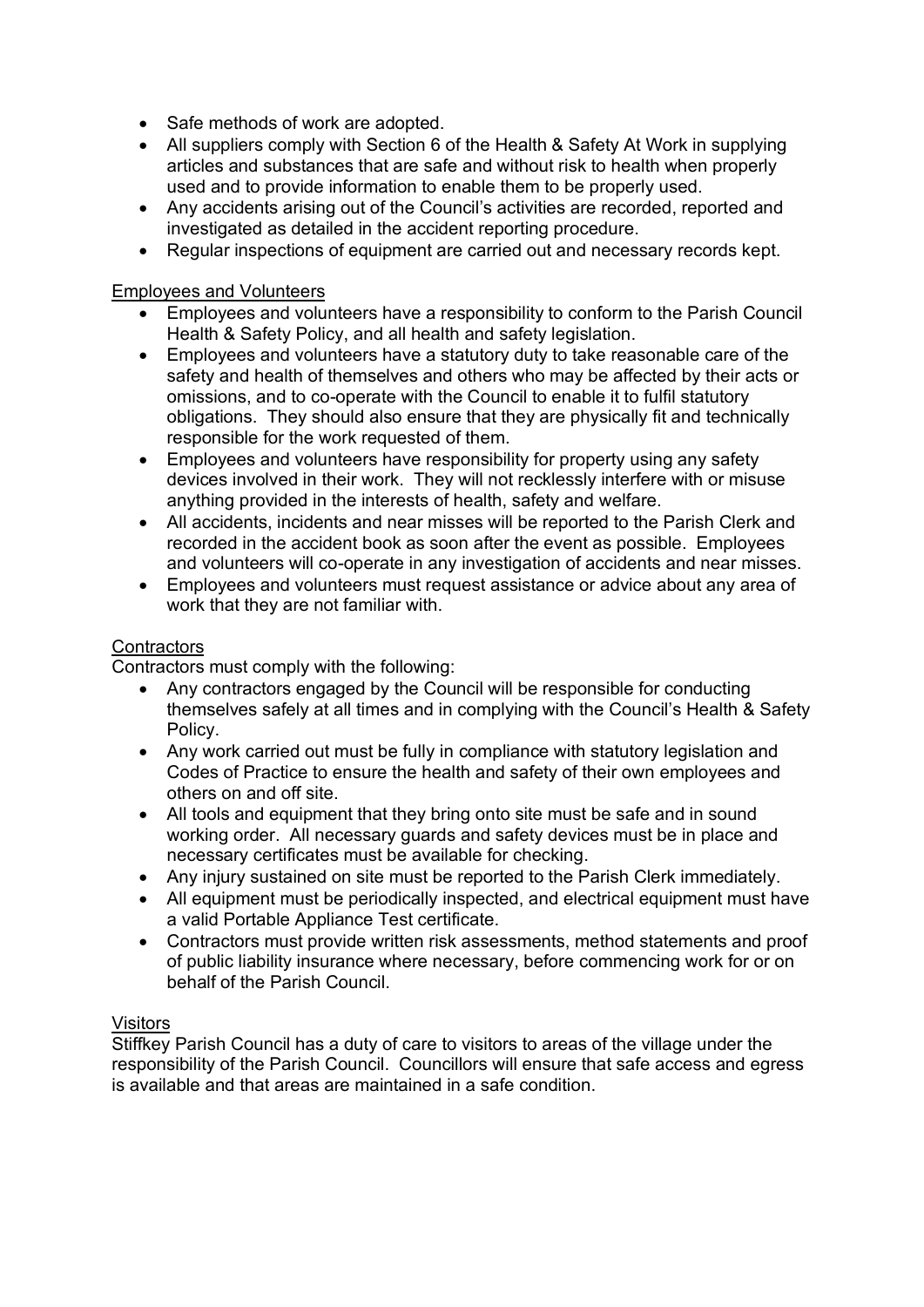- Safe methods of work are adopted.
- All suppliers comply with Section 6 of the Health & Safety At Work in supplying articles and substances that are safe and without risk to health when properly used and to provide information to enable them to be properly used.
- Any accidents arising out of the Council's activities are recorded, reported and investigated as detailed in the accident reporting procedure.
- Regular inspections of equipment are carried out and necessary records kept.

<u>Employees and Volunteers</u>

- Employees and volunteers have a responsibility to conform to the Parish Council Health & Safety Policy, and all health and safety legislation.
- Employees and volunteers have a statutory duty to take reasonable care of the safety and health of themselves and others who may be affected by their acts or omissions, and to co-operate with the Council to enable it to fulfil statutory obligations. They should also ensure that they are physically fit and technically responsible for the work requested of them.
- Employees and volunteers have responsibility for property using any safety devices involved in their work. They will not recklessly interfere with or misuse anything provided in the interests of health, safety and welfare.
- All accidents, incidents and near misses will be reported to the Parish Clerk and recorded in the accident book as soon after the event as possible. Employees and volunteers will co-operate in any investigation of accidents and near misses.
- Employees and volunteers must request assistance or advice about any area of work that they are not familiar with.

<u>Contractors</u>

Contractors must comply with the following:

- Any contractors engaged by the Council will be responsible for conducting themselves safely at all times and in complying with the Council's Health & Safety Policy.
- Any work carried out must be fully in compliance with statutory legislation and Codes of Practice to ensure the health and safety of their own employees and others on and off site.
- All tools and equipment that they bring onto site must be safe and in sound working order. All necessary guards and safety devices must be in place and necessary certificates must be available for checking.
- Any injury sustained on site must be reported to the Parish Clerk immediately.
- All equipment must be periodically inspected, and electrical equipment must have a valid Portable Appliance Test certificate.
- Contractors must provide written risk assessments, method statements and proof of public liability insurance where necessary, before commencing work for or on behalf of the Parish Council.

<u>Visitors</u>

Stiffkey Parish Council has a duty of care to visitors to areas of the village under the responsibility of the Parish Council. Councillors will ensure that safe access and egress is available and that areas are maintained in a safe condition.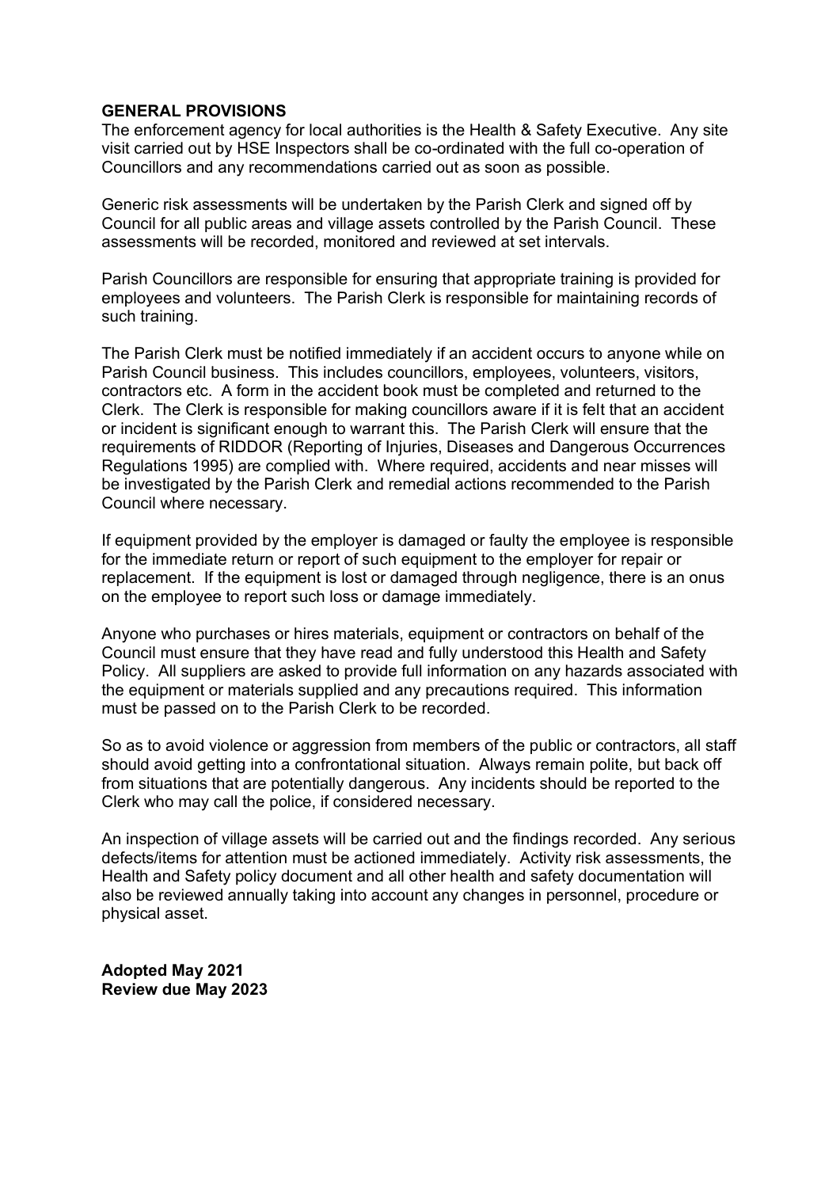## GENERAL PROVISIONS

The enforcement agency for local authorities is the Health & Safety Executive. Any site visit carried out by HSE Inspectors shall be co-ordinated with the full co-operation of Councillors and any recommendations carried out as soon as possible.

Generic risk assessments will be undertaken by the Parish Clerk and signed off by Council for all public areas and village assets controlled by the Parish Council. These assessments will be recorded, monitored and reviewed at set intervals.

Parish Councillors are responsible for ensuring that appropriate training is provided for employees and volunteers. The Parish Clerk is responsible for maintaining records of such training.

The Parish Clerk must be notified immediately if an accident occurs to anyone while on Parish Council business. This includes councillors, employees, volunteers, visitors, contractors etc. A form in the accident book must be completed and returned to the Clerk. The Clerk is responsible for making councillors aware if it is felt that an accident or incident is significant enough to warrant this. The Parish Clerk will ensure that the requirements of RIDDOR (Reporting of Injuries, Diseases and Dangerous Occurrences Regulations 1995) are complied with. Where required, accidents and near misses will be investigated by the Parish Clerk and remedial actions recommended to the Parish Council where necessary.

If equipment provided by the employer is damaged or faulty the employee is responsible for the immediate return or report of such equipment to the employer for repair or replacement. If the equipment is lost or damaged through negligence, there is an onus on the employee to report such loss or damage immediately.

Anyone who purchases or hires materials, equipment or contractors on behalf of the Council must ensure that they have read and fully understood this Health and Safety Policy. All suppliers are asked to provide full information on any hazards associated with the equipment or materials supplied and any precautions required. This information must be passed on to the Parish Clerk to be recorded.

So as to avoid violence or aggression from members of the public or contractors, all staff should avoid getting into a confrontational situation. Always remain polite, but back off from situations that are potentially dangerous. Any incidents should be reported to the Clerk who may call the police, if considered necessary.

An inspection of village assets will be carried out and the findings recorded. Any serious defects/items for attention must be actioned immediately. Activity risk assessments, the Health and Safety policy document and all other health and safety documentation will also be reviewed annually taking into account any changes in personnel, procedure or physical asset.

**Adopted May 2021**
**Review due May 2023**